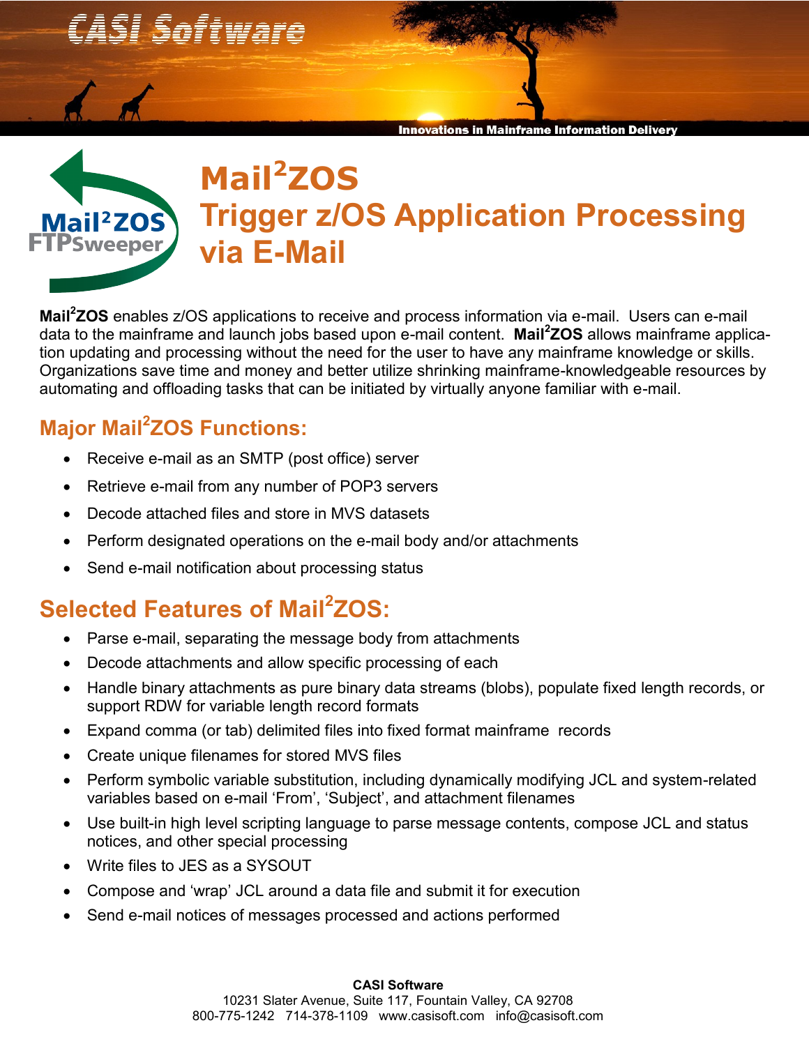CASI Software

Innovations in Mainframe Information Delivery

# Mail²ZOS
# Trigger z/OS Application Processing via E-Mail

**Mail²ZOS** enables z/OS applications to receive and process information via e-mail. Users can e-mail data to the mainframe and launch jobs based upon e-mail content. **Mail²ZOS** allows mainframe application updating and processing without the need for the user to have any mainframe knowledge or skills. Organizations save time and money and better utilize shrinking mainframe-knowledgeable resources by automating and offloading tasks that can be initiated by virtually anyone familiar with e-mail.

## Major Mail²ZOS Functions:

- Receive e-mail as an SMTP (post office) server
- Retrieve e-mail from any number of POP3 servers
- Decode attached files and store in MVS datasets
- Perform designated operations on the e-mail body and/or attachments
- Send e-mail notification about processing status

## Selected Features of Mail²ZOS:

- Parse e-mail, separating the message body from attachments
- Decode attachments and allow specific processing of each
- Handle binary attachments as pure binary data streams (blobs), populate fixed length records, or support RDW for variable length record formats
- Expand comma (or tab) delimited files into fixed format mainframe records
- Create unique filenames for stored MVS files
- Perform symbolic variable substitution, including dynamically modifying JCL and system-related variables based on e-mail 'From', 'Subject', and attachment filenames
- Use built-in high level scripting language to parse message contents, compose JCL and status notices, and other special processing
- Write files to JES as a SYSOUT
- Compose and 'wrap' JCL around a data file and submit it for execution
- Send e-mail notices of messages processed and actions performed

**CASI Software**
10231 Slater Avenue, Suite 117, Fountain Valley, CA 92708
800-775-1242 714-378-1109 www.casisoft.com info@casisoft.com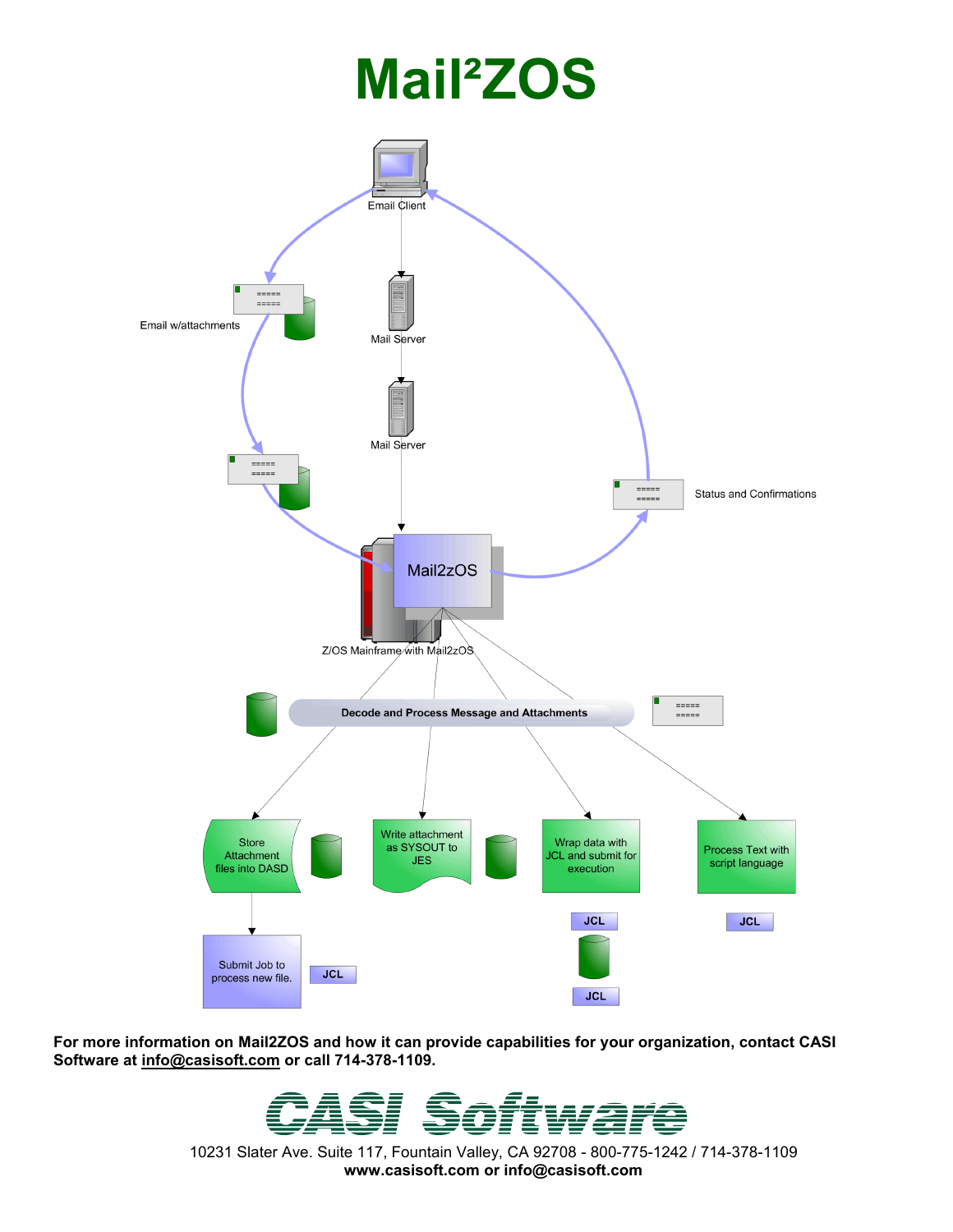# Mail²ZOS

Email Client

Email w/attachments

Mail Server

Mail Server

Status and Confirmations

Mail2zOS

Z/OS Mainframe with Mail2zOS

Decode and Process Message and Attachments

Store Attachment files into DASD

Write attachment as SYSOUT to JES

Wrap data with JCL and submit for execution

Process Text with script language

JCL

JCL

JCL

Submit Job to process new file.

JCL

**For more information on Mail2ZOS and how it can provide capabilities for your organization, contact CASI Software at info@casisoft.com or call 714-378-1109.**

CASI Software

10231 Slater Ave. Suite 117, Fountain Valley, CA 92708 - 800-775-1242 / 714-378-1109

**www.casisoft.com or info@casisoft.com**